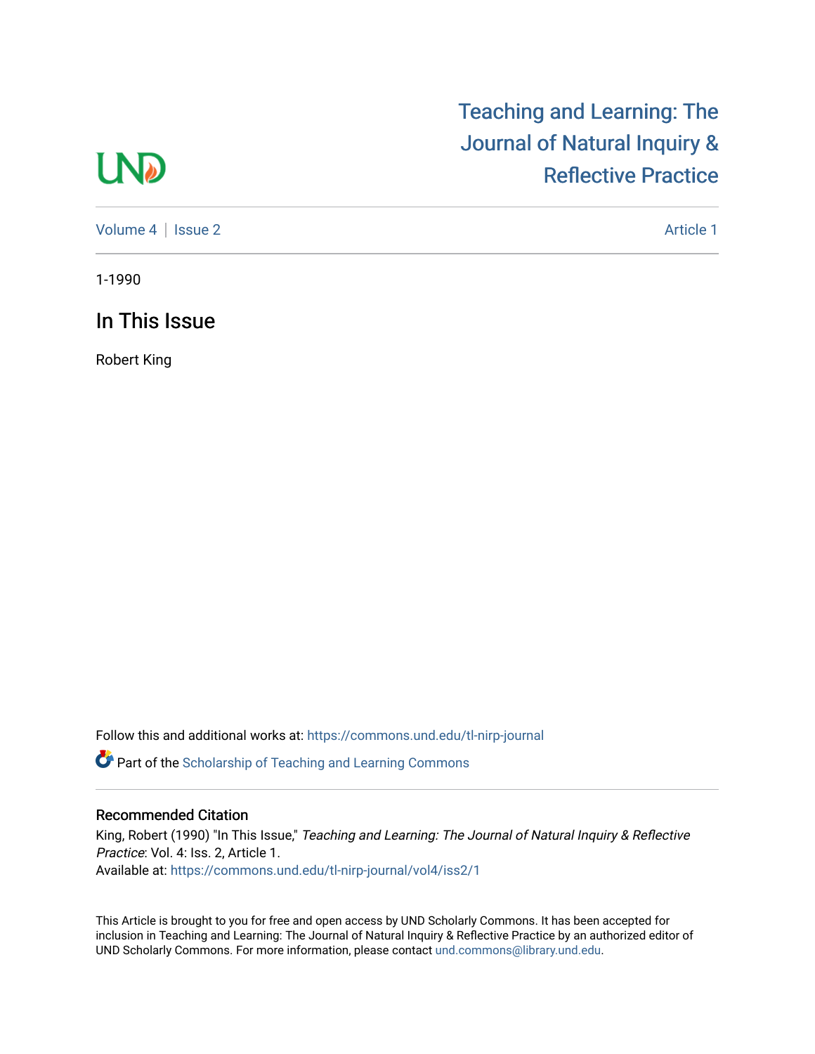Teaching and Learning: The Journal of Natural Inquiry & Reflective Practice

Volume 4 | Issue 2 Article 1

1-1990

# In This Issue

Robert King

Follow this and additional works at: https://commons.und.edu/tl-nirp-journal

Part of the Scholarship of Teaching and Learning Commons

## Recommended Citation

King, Robert (1990) "In This Issue," *Teaching and Learning: The Journal of Natural Inquiry & Reflective Practice*: Vol. 4: Iss. 2, Article 1.
Available at: https://commons.und.edu/tl-nirp-journal/vol4/iss2/1

This Article is brought to you for free and open access by UND Scholarly Commons. It has been accepted for inclusion in Teaching and Learning: The Journal of Natural Inquiry & Reflective Practice by an authorized editor of UND Scholarly Commons. For more information, please contact und.commons@library.und.edu.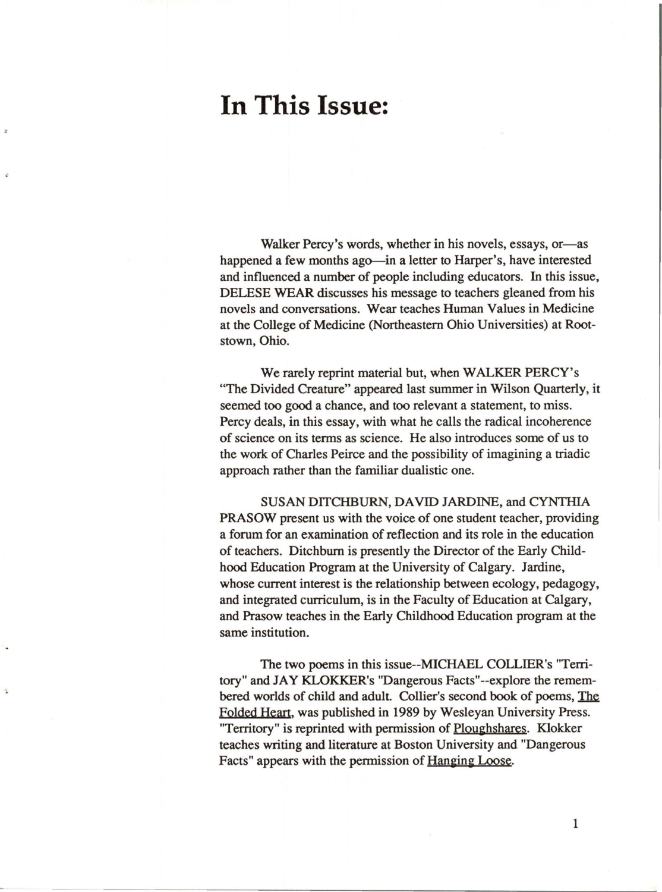# In This Issue:

Walker Percy's words, whether in his novels, essays, or—as happened a few months ago—in a letter to Harper's, have interested and influenced a number of people including educators. In this issue, DELESE WEAR discusses his message to teachers gleaned from his novels and conversations. Wear teaches Human Values in Medicine at the College of Medicine (Northeastern Ohio Universities) at Rootstown, Ohio.

We rarely reprint material but, when WALKER PERCY's "The Divided Creature" appeared last summer in Wilson Quarterly, it seemed too good a chance, and too relevant a statement, to miss. Percy deals, in this essay, with what he calls the radical incoherence of science on its terms as science. He also introduces some of us to the work of Charles Peirce and the possibility of imagining a triadic approach rather than the familiar dualistic one.

SUSAN DITCHBURN, DAVID JARDINE, and CYNTHIA PRASOW present us with the voice of one student teacher, providing a forum for an examination of reflection and its role in the education of teachers. Ditchburn is presently the Director of the Early Childhood Education Program at the University of Calgary. Jardine, whose current interest is the relationship between ecology, pedagogy, and integrated curriculum, is in the Faculty of Education at Calgary, and Prasow teaches in the Early Childhood Education program at the same institution.

The two poems in this issue--MICHAEL COLLIER's "Territory" and JAY KLOKKER's "Dangerous Facts"--explore the remembered worlds of child and adult. Collier's second book of poems, The Folded Heart, was published in 1989 by Wesleyan University Press. "Territory" is reprinted with permission of Ploughshares. Klokker teaches writing and literature at Boston University and "Dangerous Facts" appears with the permission of Hanging Loose.